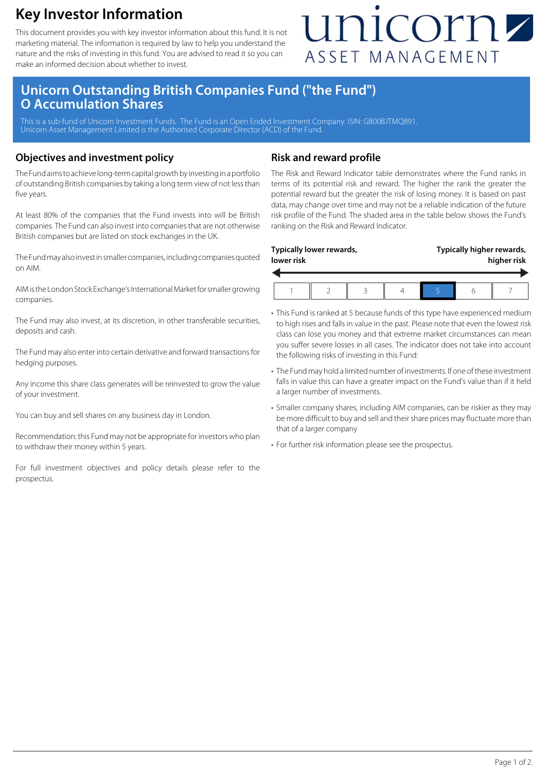# Key Investor Information

This document provides you with key investor information about this fund. It is not marketing material. The information is required by law to help you understand the nature and the risks of investing in this fund. You are advised to read it so you can make an informed decision about whether to invest.

unicorn ASSET MANAGEMENT

## Unicorn Outstanding British Companies Fund ("the Fund") O Accumulation Shares

This is a sub-fund of Unicorn Investment Funds. The Fund is an Open Ended Investment Company. ISIN: GB00BJTMQ891. Unicorn Asset Management Limited is the Authorised Corporate Director (ACD) of the Fund.

## Objectives and investment policy

The Fund aims to achieve long-term capital growth by investing in a portfolio of outstanding British companies by taking a long term view of not less than five years.

At least 80% of the companies that the Fund invests into will be British companies. The Fund can also invest into companies that are not otherwise British companies but are listed on stock exchanges in the UK.

The Fund may also invest in smaller companies, including companies quoted on AIM.

AIM is the London Stock Exchange's International Market for smaller growing companies.

The Fund may also invest, at its discretion, in other transferable securities, deposits and cash.

The Fund may also enter into certain derivative and forward transactions for hedging purposes.

Any income this share class generates will be reinvested to grow the value of your investment.

You can buy and sell shares on any business day in London.

Recommendation: this Fund may not be appropriate for investors who plan to withdraw their money within 5 years.

For full investment objectives and policy details please refer to the prospectus.

## Risk and reward profile

The Risk and Reward Indicator table demonstrates where the Fund ranks in terms of its potential risk and reward. The higher the rank the greater the potential reward but the greater the risk of losing money. It is based on past data, may change over time and may not be a reliable indication of the future risk profile of the Fund. The shaded area in the table below shows the Fund's ranking on the Risk and Reward Indicator.

**Typically lower rewards, lower risk** → **Typically higher rewards, higher risk**

| 1 | 2 | 3 | 4 | **5** | 6 | 7 |
|---|---|---|---|---|---|---|

- This Fund is ranked at 5 because funds of this type have experienced medium to high rises and falls in value in the past. Please note that even the lowest risk class can lose you money and that extreme market circumstances can mean you suffer severe losses in all cases. The indicator does not take into account the following risks of investing in this Fund:
- The Fund may hold a limited number of investments. If one of these investment falls in value this can have a greater impact on the Fund's value than if it held a larger number of investments.
- Smaller company shares, including AIM companies, can be riskier as they may be more difficult to buy and sell and their share prices may fluctuate more than that of a larger company
- For further risk information please see the prospectus.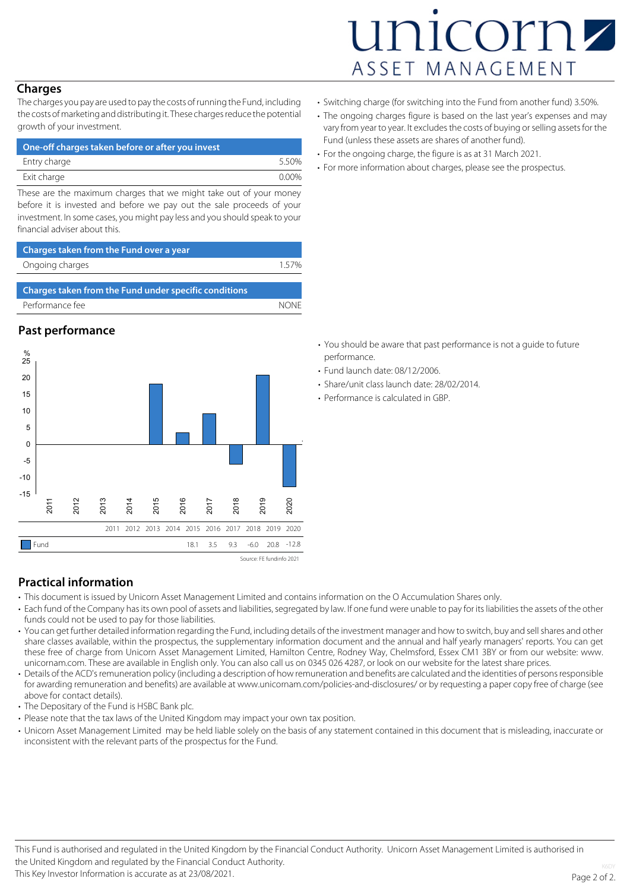## Charges

The charges you pay are used to pay the costs of running the Fund, including the costs of marketing and distributing it. These charges reduce the potential growth of your investment.

| One-off charges taken before or after you invest | |
|---|---|
| Entry charge | 5.50% |
| Exit charge | 0.00% |

These are the maximum charges that we might take out of your money before it is invested and before we pay out the sale proceeds of your investment. In some cases, you might pay less and you should speak to your financial adviser about this.

| Charges taken from the Fund over a year | |
|---|---|
| Ongoing charges | 1.57% |

| Charges taken from the Fund under specific conditions | |
|---|---|
| Performance fee | NONE |

- Switching charge (for switching into the Fund from another fund) 3.50%.
- The ongoing charges figure is based on the last year's expenses and may vary from year to year. It excludes the costs of buying or selling assets for the Fund (unless these assets are shares of another fund).
- For the ongoing charge, the figure is as at 31 March 2021.
- For more information about charges, please see the prospectus.

## Past performance

%
25
20
15
10
5
0
-5
-10
-15

2011 2012 2013 2014 2015 2016 2017 2018 2019 2020

| | 2011 | 2012 | 2013 | 2014 | 2015 | 2016 | 2017 | 2018 | 2019 | 2020 |
|---|---|---|---|---|---|---|---|---|---|---|
| Fund | | | | | 18.1 | 3.5 | 9.3 | -6.0 | 20.8 | -12.8 |

Source: FE fundinfo 2021

- You should be aware that past performance is not a guide to future performance.
- Fund launch date: 08/12/2006.
- Share/unit class launch date: 28/02/2014.
- Performance is calculated in GBP.

## Practical information

- This document is issued by Unicorn Asset Management Limited and contains information on the O Accumulation Shares only.
- Each fund of the Company has its own pool of assets and liabilities, segregated by law. If one fund were unable to pay for its liabilities the assets of the other funds could not be used to pay for those liabilities.
- You can get further detailed information regarding the Fund, including details of the investment manager and how to switch, buy and sell shares and other share classes available, within the prospectus, the supplementary information document and the annual and half yearly managers' reports. You can get these free of charge from Unicorn Asset Management Limited, Hamilton Centre, Rodney Way, Chelmsford, Essex CM1 3BY or from our website: www.unicornam.com. These are available in English only. You can also call us on 0345 026 4287, or look on our website for the latest share prices.
- Details of the ACD's remuneration policy (including a description of how remuneration and benefits are calculated and the identities of persons responsible for awarding remuneration and benefits) are available at www.unicornam.com/policies-and-disclosures/ or by requesting a paper copy free of charge (see above for contact details).
- The Depositary of the Fund is HSBC Bank plc.
- Please note that the tax laws of the United Kingdom may impact your own tax position.
- Unicorn Asset Management Limited may be held liable solely on the basis of any statement contained in this document that is misleading, inaccurate or inconsistent with the relevant parts of the prospectus for the Fund.

This Fund is authorised and regulated in the United Kingdom by the Financial Conduct Authority. Unicorn Asset Management Limited is authorised in the United Kingdom and regulated by the Financial Conduct Authority.
This Key Investor Information is accurate as at 23/08/2021.